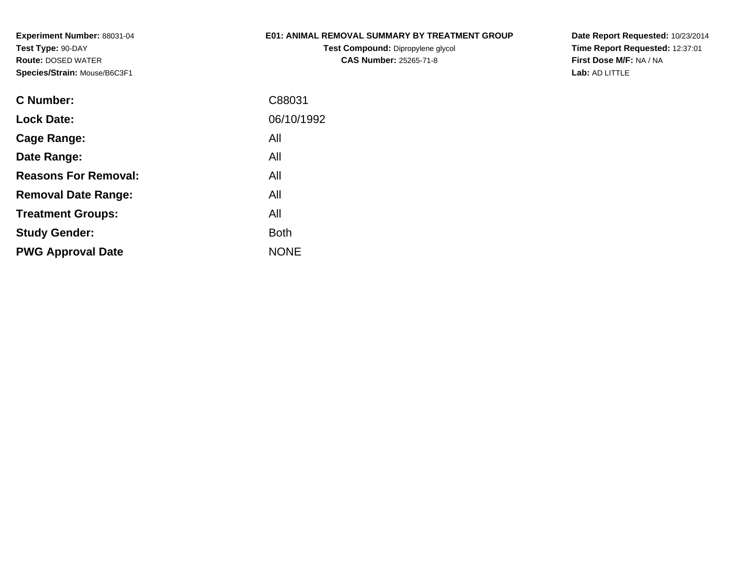**Experiment Number:** 88031-04
**Test Type:** 90-DAY
**Route:** DOSED WATER
**Species/Strain:** Mouse/B6C3F1

**E01: ANIMAL REMOVAL SUMMARY BY TREATMENT GROUP**
**Test Compound:** Dipropylene glycol
**CAS Number:** 25265-71-8

**Date Report Requested:** 10/23/2014
**Time Report Requested:** 12:37:01
**First Dose M/F:** NA / NA
**Lab:** AD LITTLE

| | |
|---|---|
| **C Number:** | C88031 |
| **Lock Date:** | 06/10/1992 |
| **Cage Range:** | All |
| **Date Range:** | All |
| **Reasons For Removal:** | All |
| **Removal Date Range:** | All |
| **Treatment Groups:** | All |
| **Study Gender:** | Both |
| **PWG Approval Date** | NONE |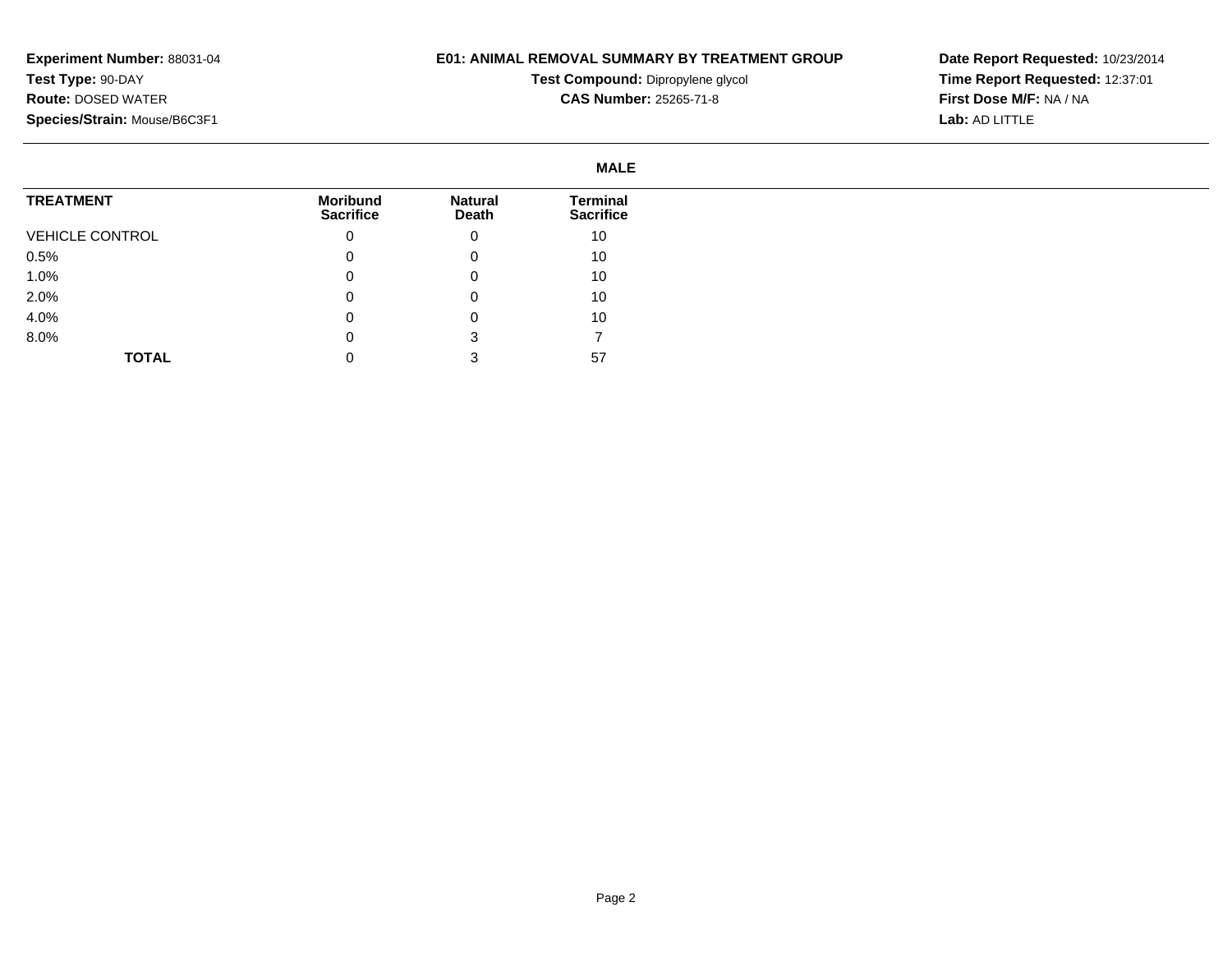**Experiment Number:** 88031-04
**Test Type:** 90-DAY
**Route:** DOSED WATER
**Species/Strain:** Mouse/B6C3F1

**E01: ANIMAL REMOVAL SUMMARY BY TREATMENT GROUP**

**Test Compound:** Dipropylene glycol
**CAS Number:** 25265-71-8

**Date Report Requested:** 10/23/2014
**Time Report Requested:** 12:37:01
**First Dose M/F:** NA / NA
**Lab:** AD LITTLE

**MALE**

| TREATMENT | Moribund Sacrifice | Natural Death | Terminal Sacrifice |
|---|---|---|---|
| VEHICLE CONTROL | 0 | 0 | 10 |
| 0.5% | 0 | 0 | 10 |
| 1.0% | 0 | 0 | 10 |
| 2.0% | 0 | 0 | 10 |
| 4.0% | 0 | 0 | 10 |
| 8.0% | 0 | 3 | 7 |
| **TOTAL** | 0 | 3 | 57 |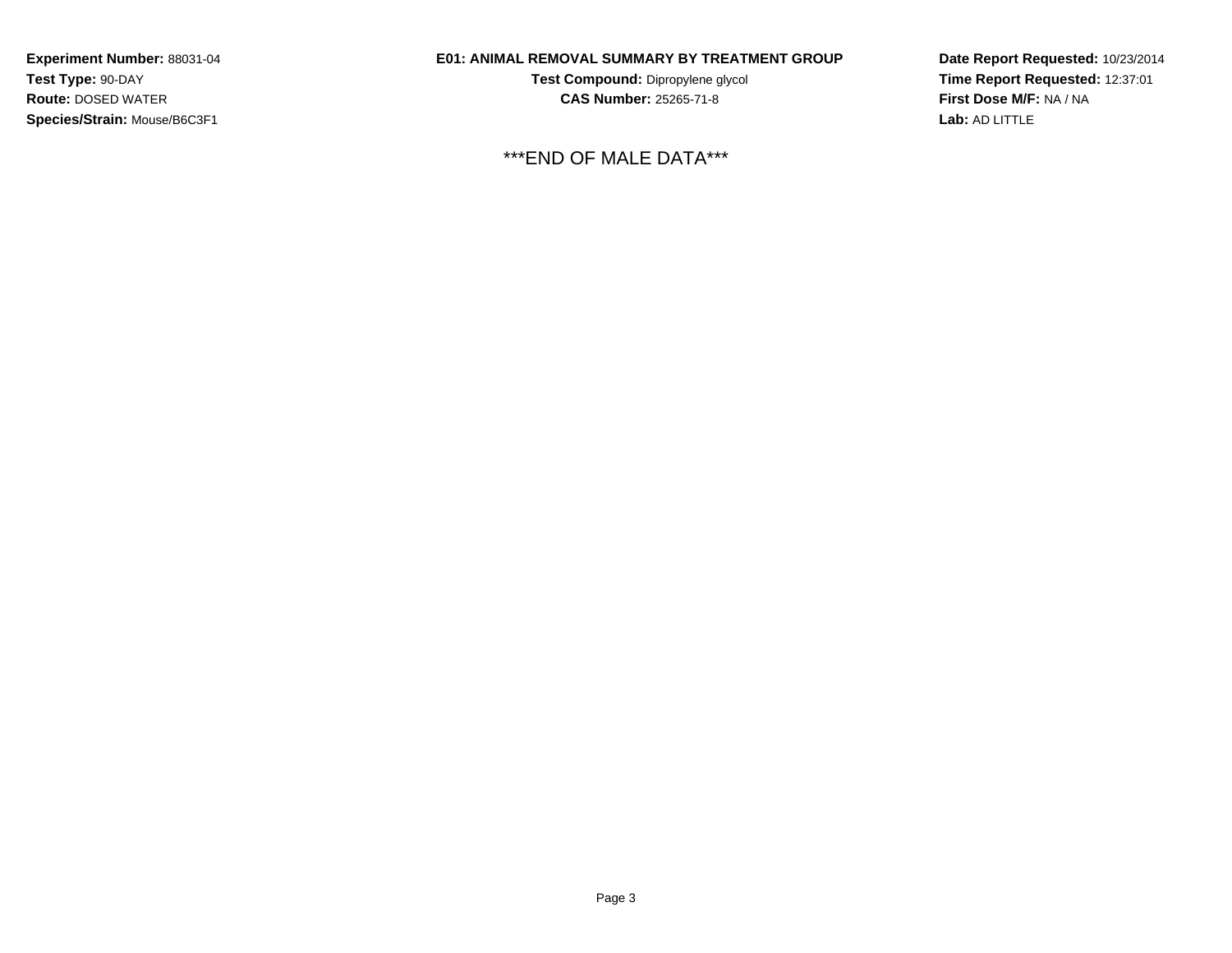**Experiment Number:** 88031-04
**Test Type:** 90-DAY
**Route:** DOSED WATER
**Species/Strain:** Mouse/B6C3F1

**E01: ANIMAL REMOVAL SUMMARY BY TREATMENT GROUP**
**Test Compound:** Dipropylene glycol
**CAS Number:** 25265-71-8

**Date Report Requested:** 10/23/2014
**Time Report Requested:** 12:37:01
**First Dose M/F:** NA / NA
**Lab:** AD LITTLE

***END OF MALE DATA***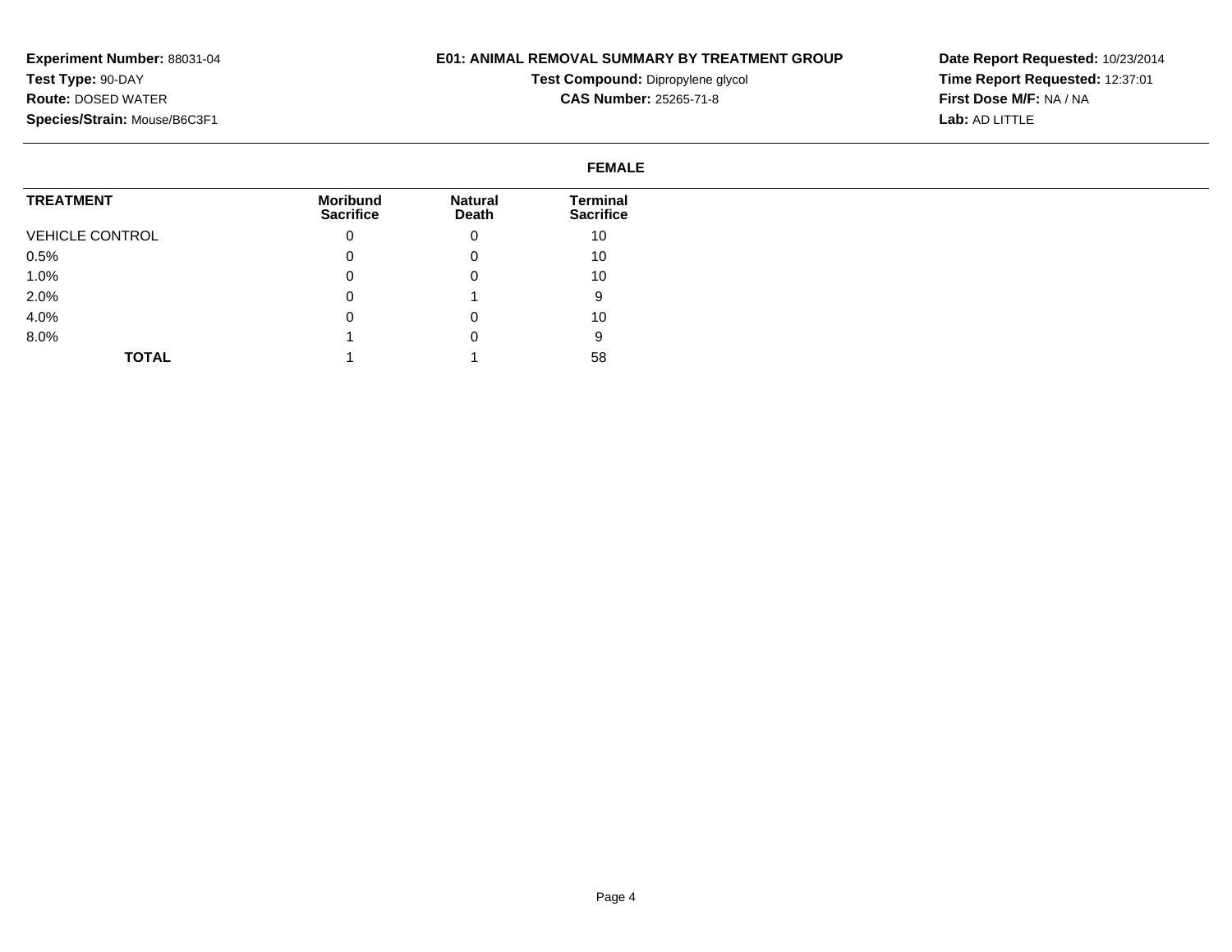**Experiment Number:** 88031-04
**Test Type:** 90-DAY
**Route:** DOSED WATER
**Species/Strain:** Mouse/B6C3F1

**E01: ANIMAL REMOVAL SUMMARY BY TREATMENT GROUP**

**Test Compound:** Dipropylene glycol
**CAS Number:** 25265-71-8

**Date Report Requested:** 10/23/2014
**Time Report Requested:** 12:37:01
**First Dose M/F:** NA / NA
**Lab:** AD LITTLE

**FEMALE**

| TREATMENT | Moribund Sacrifice | Natural Death | Terminal Sacrifice |
|---|---|---|---|
| VEHICLE CONTROL | 0 | 0 | 10 |
| 0.5% | 0 | 0 | 10 |
| 1.0% | 0 | 0 | 10 |
| 2.0% | 0 | 1 | 9 |
| 4.0% | 0 | 0 | 10 |
| 8.0% | 1 | 0 | 9 |
| **TOTAL** | 1 | 1 | 58 |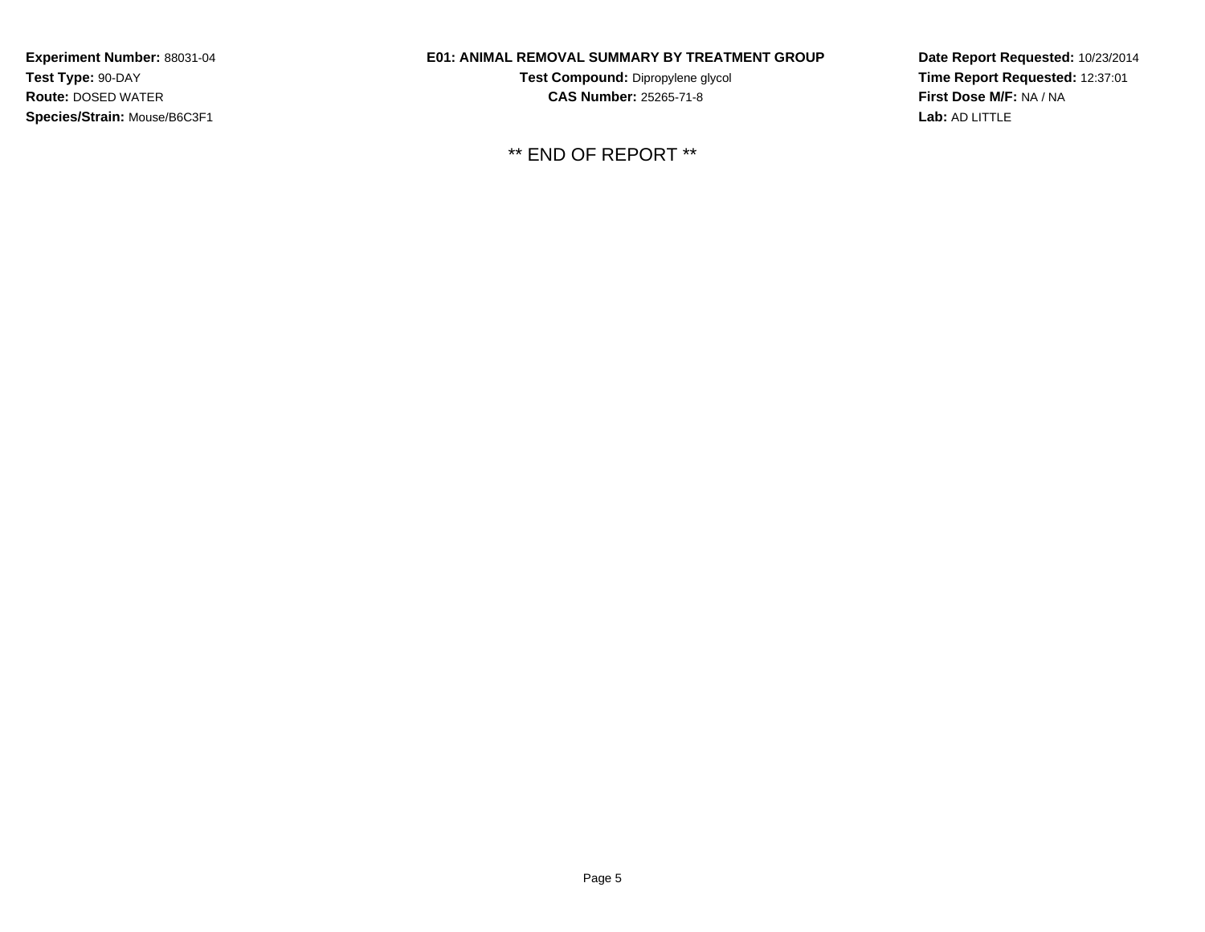**Experiment Number:** 88031-04
**Test Type:** 90-DAY
**Route:** DOSED WATER
**Species/Strain:** Mouse/B6C3F1

**E01: ANIMAL REMOVAL SUMMARY BY TREATMENT GROUP**
**Test Compound:** Dipropylene glycol
**CAS Number:** 25265-71-8

**Date Report Requested:** 10/23/2014
**Time Report Requested:** 12:37:01
**First Dose M/F:** NA / NA
**Lab:** AD LITTLE

** END OF REPORT **